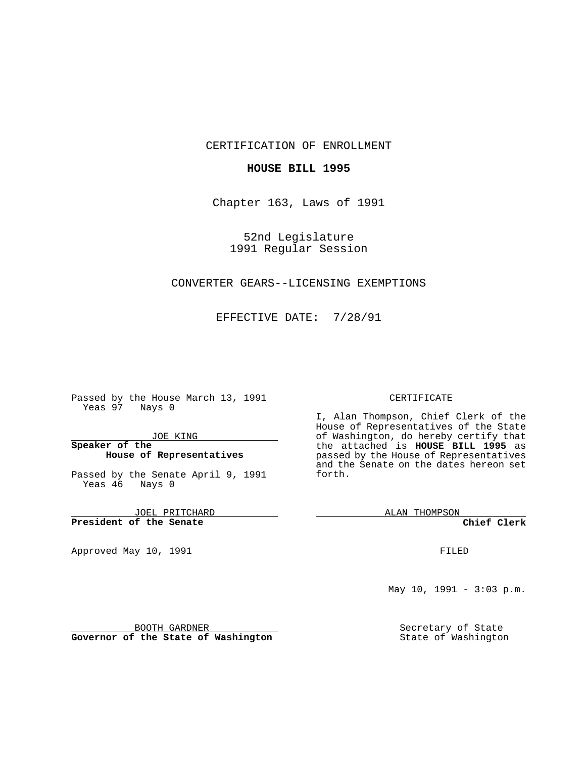CERTIFICATION OF ENROLLMENT

**HOUSE BILL 1995**

Chapter 163, Laws of 1991

52nd Legislature
1991 Regular Session

CONVERTER GEARS--LICENSING EXEMPTIONS

EFFECTIVE DATE: 7/28/91

Passed by the House March 13, 1991
Yeas 97 Nays 0

JOE KING
**Speaker of the House of Representatives**

Passed by the Senate April 9, 1991
Yeas 46 Nays 0

JOEL PRITCHARD
**President of the Senate**

Approved May 10, 1991

BOOTH GARDNER
**Governor of the State of Washington**

CERTIFICATE

I, Alan Thompson, Chief Clerk of the House of Representatives of the State of Washington, do hereby certify that the attached is **HOUSE BILL 1995** as passed by the House of Representatives and the Senate on the dates hereon set forth.

ALAN THOMPSON
**Chief Clerk**

FILED

May 10, 1991 - 3:03 p.m.

Secretary of State
State of Washington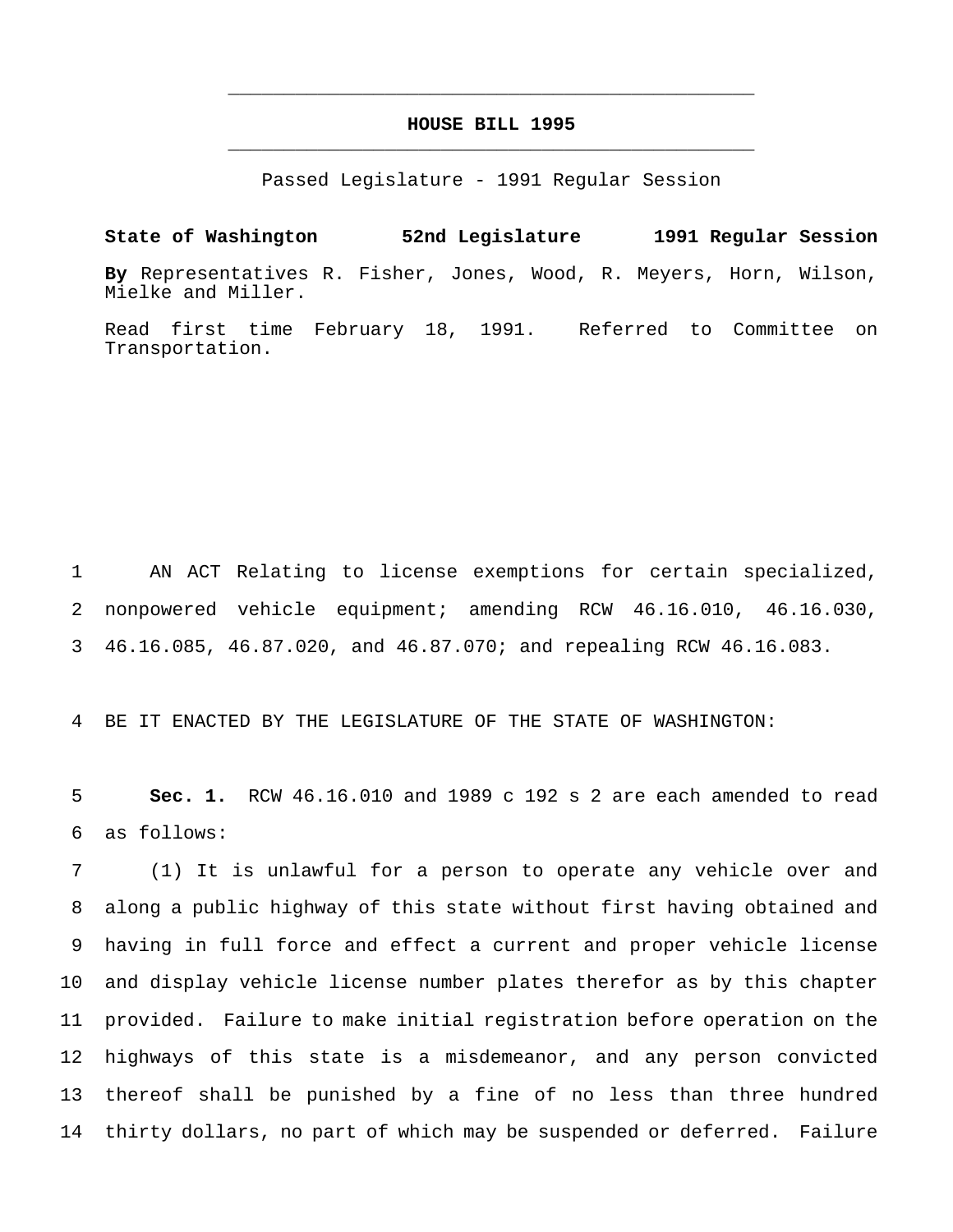# HOUSE BILL 1995

Passed Legislature - 1991 Regular Session

**State of Washington 52nd Legislature 1991 Regular Session**

**By** Representatives R. Fisher, Jones, Wood, R. Meyers, Horn, Wilson, Mielke and Miller.

Read first time February 18, 1991. Referred to Committee on Transportation.

AN ACT Relating to license exemptions for certain specialized, nonpowered vehicle equipment; amending RCW 46.16.010, 46.16.030, 46.16.085, 46.87.020, and 46.87.070; and repealing RCW 46.16.083.

BE IT ENACTED BY THE LEGISLATURE OF THE STATE OF WASHINGTON:

**Sec. 1.** RCW 46.16.010 and 1989 c 192 s 2 are each amended to read as follows:

(1) It is unlawful for a person to operate any vehicle over and along a public highway of this state without first having obtained and having in full force and effect a current and proper vehicle license and display vehicle license number plates therefor as by this chapter provided. Failure to make initial registration before operation on the highways of this state is a misdemeanor, and any person convicted thereof shall be punished by a fine of no less than three hundred thirty dollars, no part of which may be suspended or deferred. Failure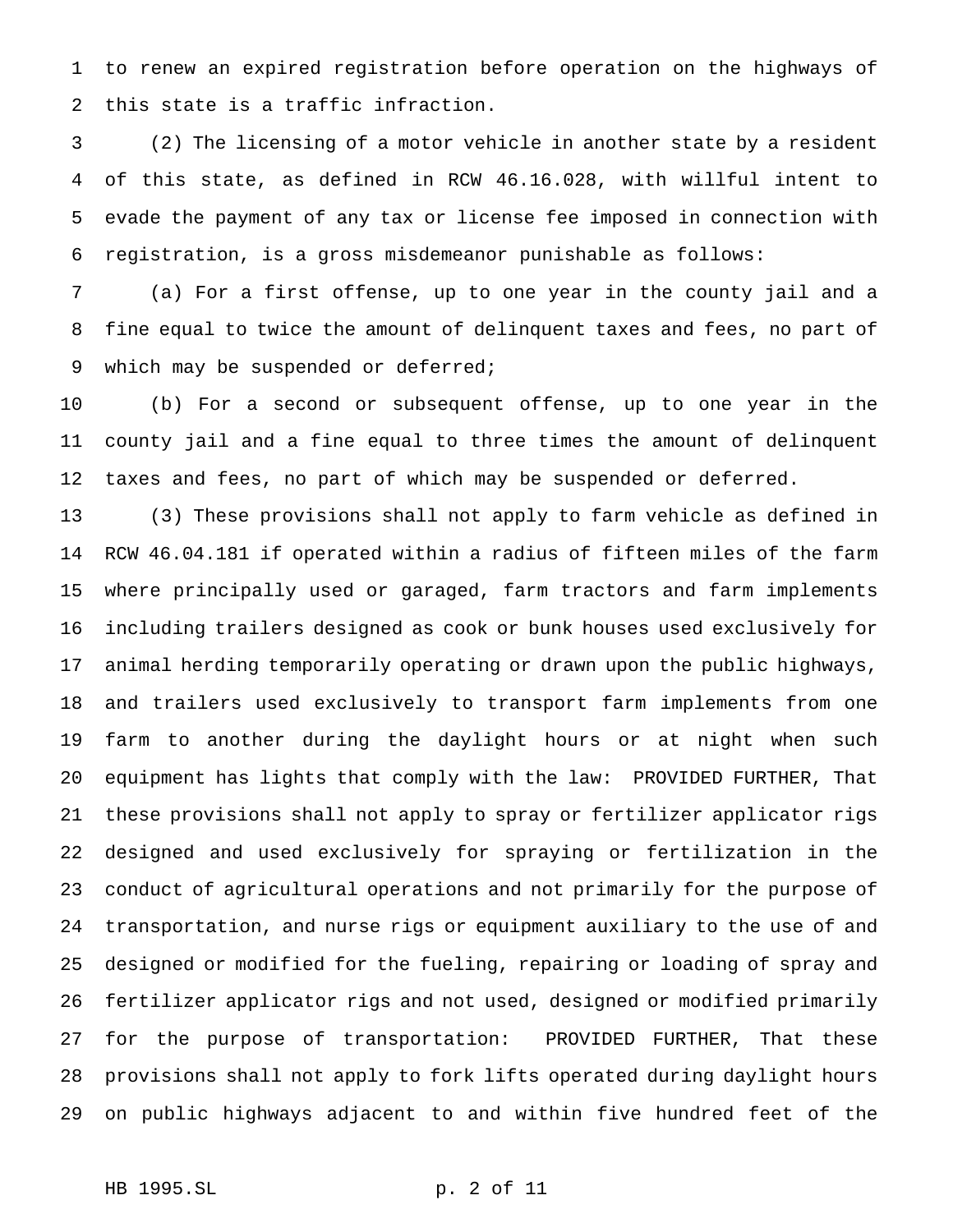to renew an expired registration before operation on the highways of this state is a traffic infraction.

(2) The licensing of a motor vehicle in another state by a resident of this state, as defined in RCW 46.16.028, with willful intent to evade the payment of any tax or license fee imposed in connection with registration, is a gross misdemeanor punishable as follows:

(a) For a first offense, up to one year in the county jail and a fine equal to twice the amount of delinquent taxes and fees, no part of which may be suspended or deferred;

(b) For a second or subsequent offense, up to one year in the county jail and a fine equal to three times the amount of delinquent taxes and fees, no part of which may be suspended or deferred.

(3) These provisions shall not apply to farm vehicle as defined in RCW 46.04.181 if operated within a radius of fifteen miles of the farm where principally used or garaged, farm tractors and farm implements including trailers designed as cook or bunk houses used exclusively for animal herding temporarily operating or drawn upon the public highways, and trailers used exclusively to transport farm implements from one farm to another during the daylight hours or at night when such equipment has lights that comply with the law: PROVIDED FURTHER, That these provisions shall not apply to spray or fertilizer applicator rigs designed and used exclusively for spraying or fertilization in the conduct of agricultural operations and not primarily for the purpose of transportation, and nurse rigs or equipment auxiliary to the use of and designed or modified for the fueling, repairing or loading of spray and fertilizer applicator rigs and not used, designed or modified primarily for the purpose of transportation: PROVIDED FURTHER, That these provisions shall not apply to fork lifts operated during daylight hours on public highways adjacent to and within five hundred feet of the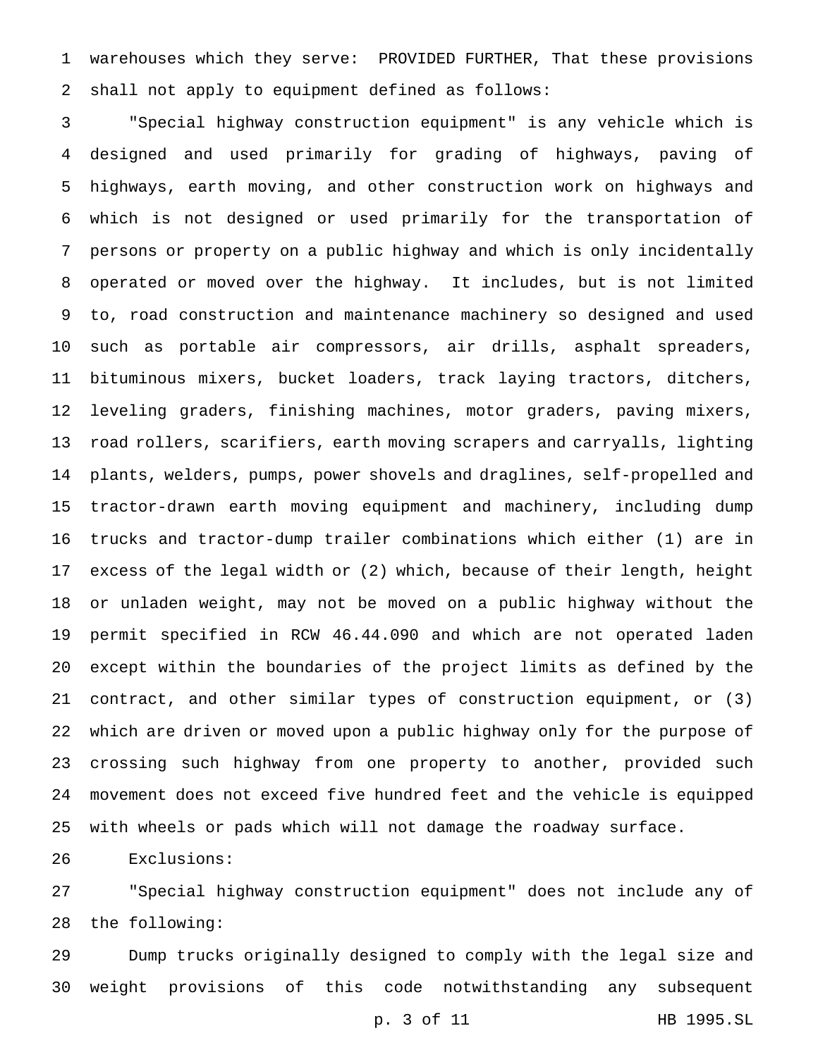warehouses which they serve: PROVIDED FURTHER, That these provisions shall not apply to equipment defined as follows:

"Special highway construction equipment" is any vehicle which is designed and used primarily for grading of highways, paving of highways, earth moving, and other construction work on highways and which is not designed or used primarily for the transportation of persons or property on a public highway and which is only incidentally operated or moved over the highway. It includes, but is not limited to, road construction and maintenance machinery so designed and used such as portable air compressors, air drills, asphalt spreaders, bituminous mixers, bucket loaders, track laying tractors, ditchers, leveling graders, finishing machines, motor graders, paving mixers, road rollers, scarifiers, earth moving scrapers and carryalls, lighting plants, welders, pumps, power shovels and draglines, self-propelled and tractor-drawn earth moving equipment and machinery, including dump trucks and tractor-dump trailer combinations which either (1) are in excess of the legal width or (2) which, because of their length, height or unladen weight, may not be moved on a public highway without the permit specified in RCW 46.44.090 and which are not operated laden except within the boundaries of the project limits as defined by the contract, and other similar types of construction equipment, or (3) which are driven or moved upon a public highway only for the purpose of crossing such highway from one property to another, provided such movement does not exceed five hundred feet and the vehicle is equipped with wheels or pads which will not damage the roadway surface.

Exclusions:

"Special highway construction equipment" does not include any of the following:

Dump trucks originally designed to comply with the legal size and weight provisions of this code notwithstanding any subsequent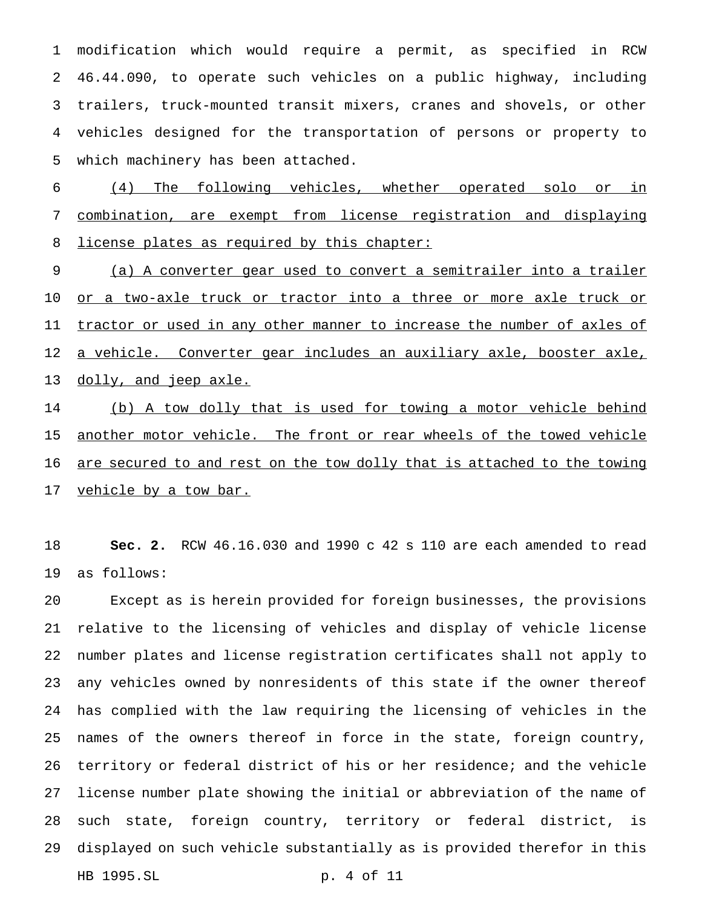modification which would require a permit, as specified in RCW 46.44.090, to operate such vehicles on a public highway, including trailers, truck-mounted transit mixers, cranes and shovels, or other vehicles designed for the transportation of persons or property to which machinery has been attached.

<u>(4) The following vehicles, whether operated solo or in combination, are exempt from license registration and displaying license plates as required by this chapter:</u>

<u>(a) A converter gear used to convert a semitrailer into a trailer or a two-axle truck or tractor into a three or more axle truck or tractor or used in any other manner to increase the number of axles of a vehicle. Converter gear includes an auxiliary axle, booster axle, dolly, and jeep axle.</u>

<u>(b) A tow dolly that is used for towing a motor vehicle behind another motor vehicle. The front or rear wheels of the towed vehicle are secured to and rest on the tow dolly that is attached to the towing vehicle by a tow bar.</u>

**Sec. 2.** RCW 46.16.030 and 1990 c 42 s 110 are each amended to read as follows:

Except as is herein provided for foreign businesses, the provisions relative to the licensing of vehicles and display of vehicle license number plates and license registration certificates shall not apply to any vehicles owned by nonresidents of this state if the owner thereof has complied with the law requiring the licensing of vehicles in the names of the owners thereof in force in the state, foreign country, territory or federal district of his or her residence; and the vehicle license number plate showing the initial or abbreviation of the name of such state, foreign country, territory or federal district, is displayed on such vehicle substantially as is provided therefor in this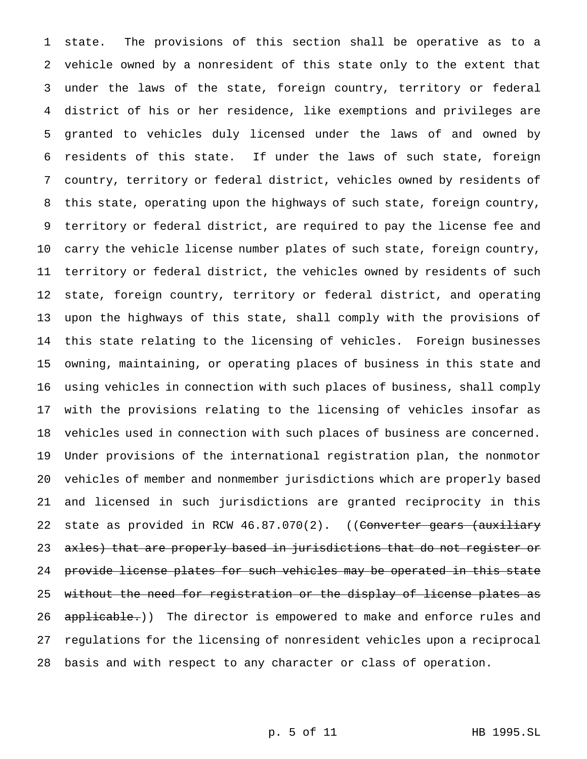state. The provisions of this section shall be operative as to a vehicle owned by a nonresident of this state only to the extent that under the laws of the state, foreign country, territory or federal district of his or her residence, like exemptions and privileges are granted to vehicles duly licensed under the laws of and owned by residents of this state. If under the laws of such state, foreign country, territory or federal district, vehicles owned by residents of this state, operating upon the highways of such state, foreign country, territory or federal district, are required to pay the license fee and carry the vehicle license number plates of such state, foreign country, territory or federal district, the vehicles owned by residents of such state, foreign country, territory or federal district, and operating upon the highways of this state, shall comply with the provisions of this state relating to the licensing of vehicles. Foreign businesses owning, maintaining, or operating places of business in this state and using vehicles in connection with such places of business, shall comply with the provisions relating to the licensing of vehicles insofar as vehicles used in connection with such places of business are concerned. Under provisions of the international registration plan, the nonmotor vehicles of member and nonmember jurisdictions which are properly based and licensed in such jurisdictions are granted reciprocity in this state as provided in RCW 46.87.070(2). ((~~Converter gears (auxiliary axles) that are properly based in jurisdictions that do not register or provide license plates for such vehicles may be operated in this state without the need for registration or the display of license plates as applicable.~~)) The director is empowered to make and enforce rules and regulations for the licensing of nonresident vehicles upon a reciprocal basis and with respect to any character or class of operation.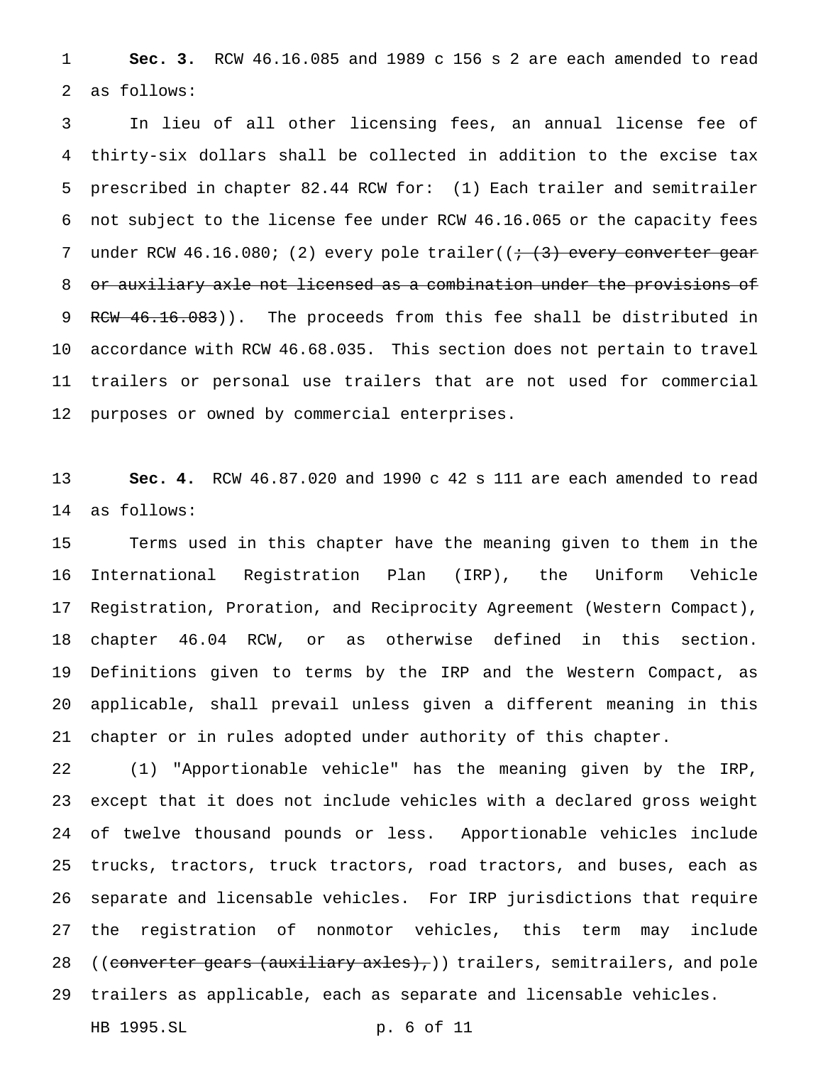**Sec. 3.** RCW 46.16.085 and 1989 c 156 s 2 are each amended to read as follows:

In lieu of all other licensing fees, an annual license fee of thirty-six dollars shall be collected in addition to the excise tax prescribed in chapter 82.44 RCW for: (1) Each trailer and semitrailer not subject to the license fee under RCW 46.16.065 or the capacity fees under RCW 46.16.080; (2) every pole trailer((~~; (3) every converter gear or auxiliary axle not licensed as a combination under the provisions of RCW 46.16.083~~)). The proceeds from this fee shall be distributed in accordance with RCW 46.68.035. This section does not pertain to travel trailers or personal use trailers that are not used for commercial purposes or owned by commercial enterprises.

**Sec. 4.** RCW 46.87.020 and 1990 c 42 s 111 are each amended to read as follows:

Terms used in this chapter have the meaning given to them in the International Registration Plan (IRP), the Uniform Vehicle Registration, Proration, and Reciprocity Agreement (Western Compact), chapter 46.04 RCW, or as otherwise defined in this section. Definitions given to terms by the IRP and the Western Compact, as applicable, shall prevail unless given a different meaning in this chapter or in rules adopted under authority of this chapter.

(1) "Apportionable vehicle" has the meaning given by the IRP, except that it does not include vehicles with a declared gross weight of twelve thousand pounds or less. Apportionable vehicles include trucks, tractors, truck tractors, road tractors, and buses, each as separate and licensable vehicles. For IRP jurisdictions that require the registration of nonmotor vehicles, this term may include ((~~converter gears (auxiliary axles),~~)) trailers, semitrailers, and pole trailers as applicable, each as separate and licensable vehicles.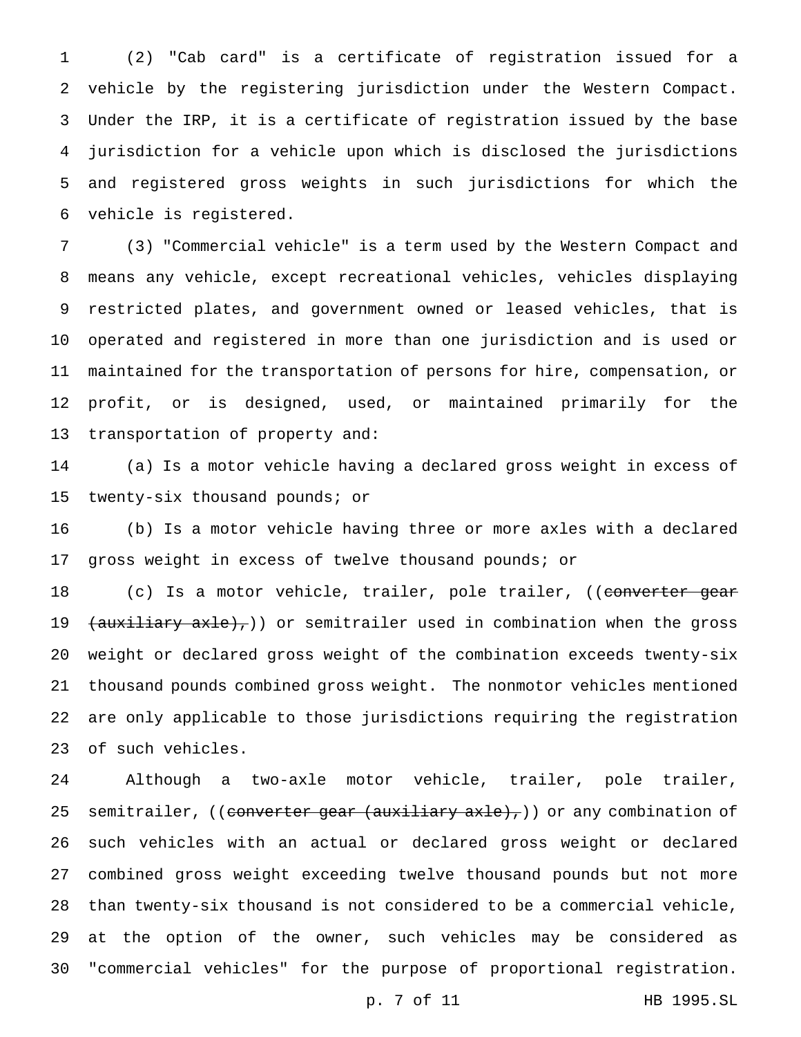(2) "Cab card" is a certificate of registration issued for a vehicle by the registering jurisdiction under the Western Compact. Under the IRP, it is a certificate of registration issued by the base jurisdiction for a vehicle upon which is disclosed the jurisdictions and registered gross weights in such jurisdictions for which the vehicle is registered.

(3) "Commercial vehicle" is a term used by the Western Compact and means any vehicle, except recreational vehicles, vehicles displaying restricted plates, and government owned or leased vehicles, that is operated and registered in more than one jurisdiction and is used or maintained for the transportation of persons for hire, compensation, or profit, or is designed, used, or maintained primarily for the transportation of property and:

(a) Is a motor vehicle having a declared gross weight in excess of twenty-six thousand pounds; or

(b) Is a motor vehicle having three or more axles with a declared gross weight in excess of twelve thousand pounds; or

(c) Is a motor vehicle, trailer, pole trailer, ((~~converter gear (auxiliary axle),~~)) or semitrailer used in combination when the gross weight or declared gross weight of the combination exceeds twenty-six thousand pounds combined gross weight. The nonmotor vehicles mentioned are only applicable to those jurisdictions requiring the registration of such vehicles.

Although a two-axle motor vehicle, trailer, pole trailer, semitrailer, ((~~converter gear (auxiliary axle),~~)) or any combination of such vehicles with an actual or declared gross weight or declared combined gross weight exceeding twelve thousand pounds but not more than twenty-six thousand is not considered to be a commercial vehicle, at the option of the owner, such vehicles may be considered as "commercial vehicles" for the purpose of proportional registration.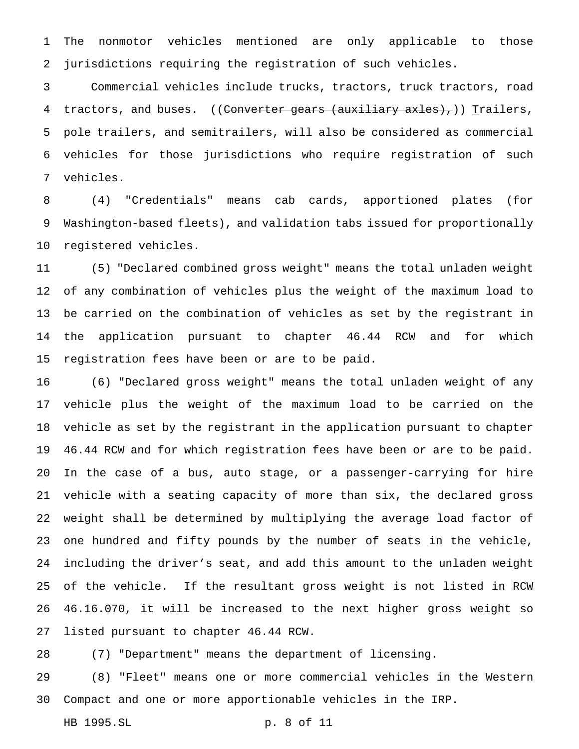The nonmotor vehicles mentioned are only applicable to those jurisdictions requiring the registration of such vehicles.

Commercial vehicles include trucks, tractors, truck tractors, road tractors, and buses. ((~~Converter gears (auxiliary axles),~~)) Trailers, pole trailers, and semitrailers, will also be considered as commercial vehicles for those jurisdictions who require registration of such vehicles.

(4) "Credentials" means cab cards, apportioned plates (for Washington-based fleets), and validation tabs issued for proportionally registered vehicles.

(5) "Declared combined gross weight" means the total unladen weight of any combination of vehicles plus the weight of the maximum load to be carried on the combination of vehicles as set by the registrant in the application pursuant to chapter 46.44 RCW and for which registration fees have been or are to be paid.

(6) "Declared gross weight" means the total unladen weight of any vehicle plus the weight of the maximum load to be carried on the vehicle as set by the registrant in the application pursuant to chapter 46.44 RCW and for which registration fees have been or are to be paid. In the case of a bus, auto stage, or a passenger-carrying for hire vehicle with a seating capacity of more than six, the declared gross weight shall be determined by multiplying the average load factor of one hundred and fifty pounds by the number of seats in the vehicle, including the driver's seat, and add this amount to the unladen weight of the vehicle. If the resultant gross weight is not listed in RCW 46.16.070, it will be increased to the next higher gross weight so listed pursuant to chapter 46.44 RCW.

(7) "Department" means the department of licensing.

(8) "Fleet" means one or more commercial vehicles in the Western Compact and one or more apportionable vehicles in the IRP.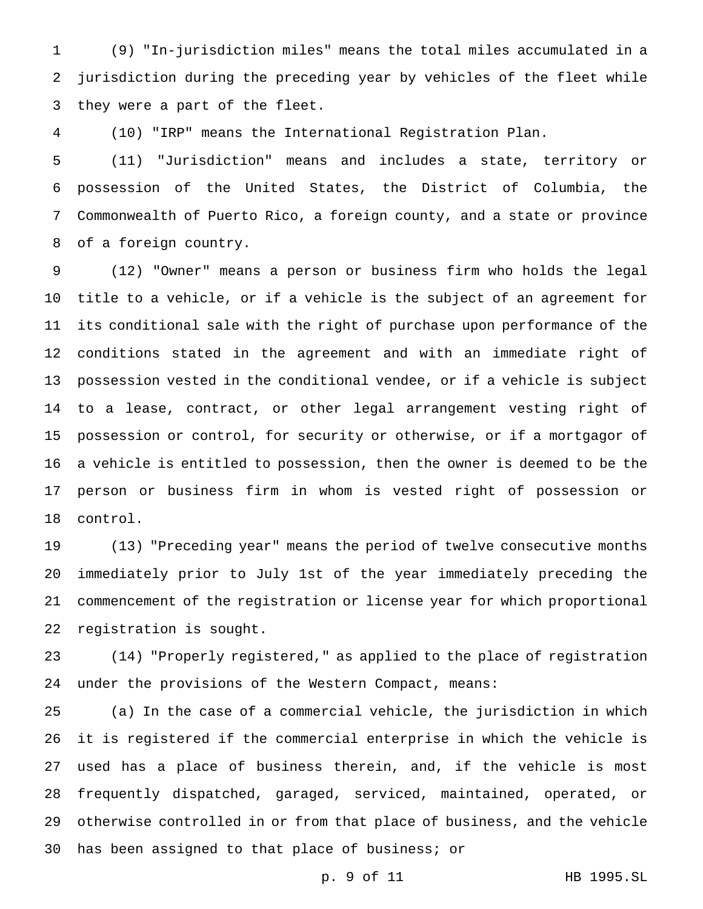(9) "In-jurisdiction miles" means the total miles accumulated in a jurisdiction during the preceding year by vehicles of the fleet while they were a part of the fleet.

(10) "IRP" means the International Registration Plan.

(11) "Jurisdiction" means and includes a state, territory or possession of the United States, the District of Columbia, the Commonwealth of Puerto Rico, a foreign county, and a state or province of a foreign country.

(12) "Owner" means a person or business firm who holds the legal title to a vehicle, or if a vehicle is the subject of an agreement for its conditional sale with the right of purchase upon performance of the conditions stated in the agreement and with an immediate right of possession vested in the conditional vendee, or if a vehicle is subject to a lease, contract, or other legal arrangement vesting right of possession or control, for security or otherwise, or if a mortgagor of a vehicle is entitled to possession, then the owner is deemed to be the person or business firm in whom is vested right of possession or control.

(13) "Preceding year" means the period of twelve consecutive months immediately prior to July 1st of the year immediately preceding the commencement of the registration or license year for which proportional registration is sought.

(14) "Properly registered," as applied to the place of registration under the provisions of the Western Compact, means:

(a) In the case of a commercial vehicle, the jurisdiction in which it is registered if the commercial enterprise in which the vehicle is used has a place of business therein, and, if the vehicle is most frequently dispatched, garaged, serviced, maintained, operated, or otherwise controlled in or from that place of business, and the vehicle has been assigned to that place of business; or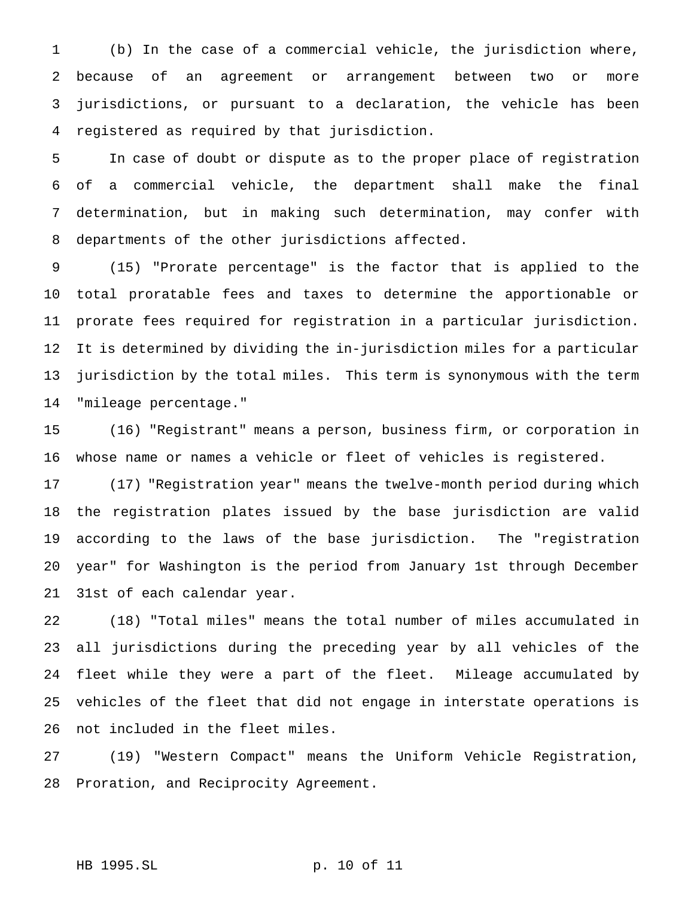(b) In the case of a commercial vehicle, the jurisdiction where, because of an agreement or arrangement between two or more jurisdictions, or pursuant to a declaration, the vehicle has been registered as required by that jurisdiction.

In case of doubt or dispute as to the proper place of registration of a commercial vehicle, the department shall make the final determination, but in making such determination, may confer with departments of the other jurisdictions affected.

(15) "Prorate percentage" is the factor that is applied to the total proratable fees and taxes to determine the apportionable or prorate fees required for registration in a particular jurisdiction. It is determined by dividing the in-jurisdiction miles for a particular jurisdiction by the total miles. This term is synonymous with the term "mileage percentage."

(16) "Registrant" means a person, business firm, or corporation in whose name or names a vehicle or fleet of vehicles is registered.

(17) "Registration year" means the twelve-month period during which the registration plates issued by the base jurisdiction are valid according to the laws of the base jurisdiction. The "registration year" for Washington is the period from January 1st through December 31st of each calendar year.

(18) "Total miles" means the total number of miles accumulated in all jurisdictions during the preceding year by all vehicles of the fleet while they were a part of the fleet. Mileage accumulated by vehicles of the fleet that did not engage in interstate operations is not included in the fleet miles.

(19) "Western Compact" means the Uniform Vehicle Registration, Proration, and Reciprocity Agreement.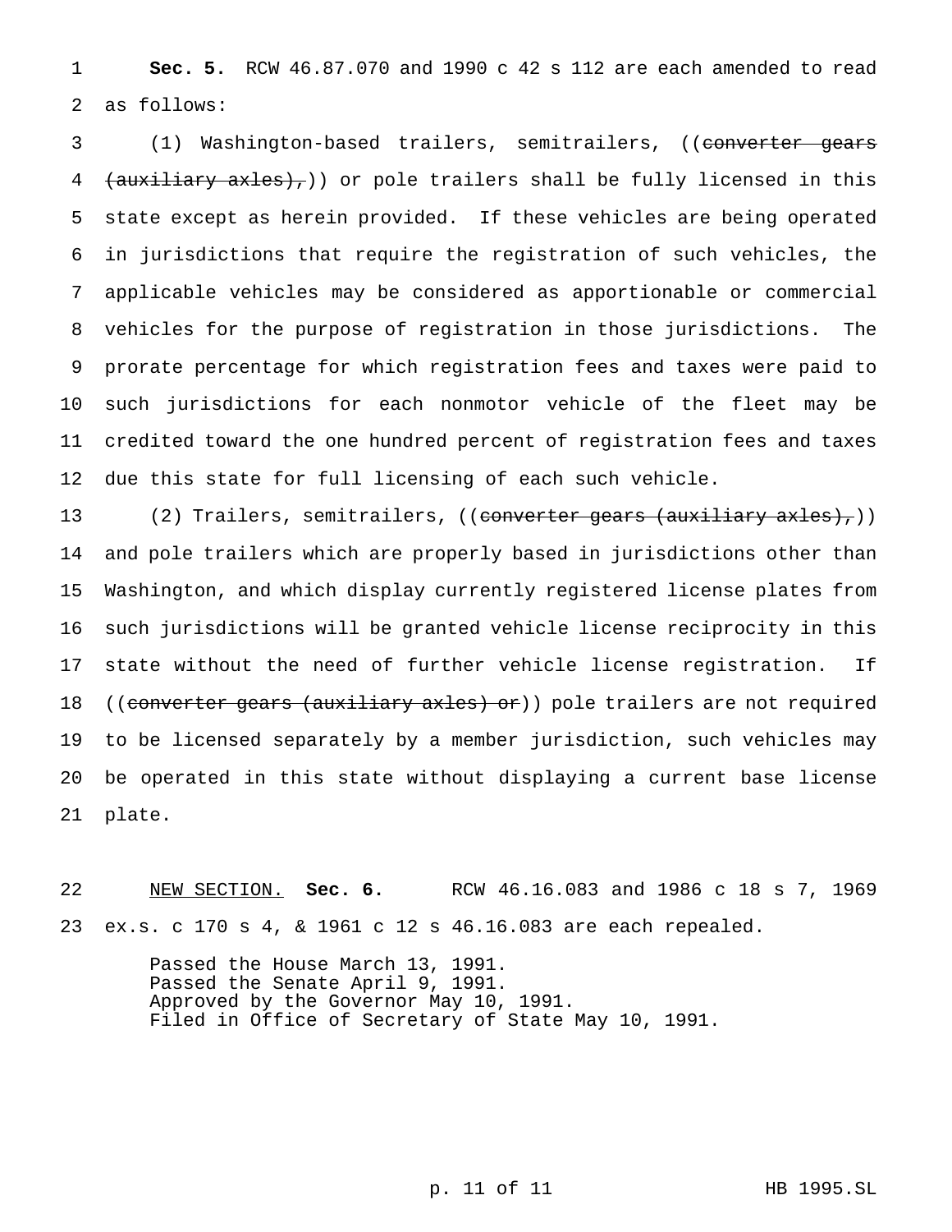**Sec. 5.** RCW 46.87.070 and 1990 c 42 s 112 are each amended to read as follows:

(1) Washington-based trailers, semitrailers, ((~~converter gears (auxiliary axles),~~)) or pole trailers shall be fully licensed in this state except as herein provided. If these vehicles are being operated in jurisdictions that require the registration of such vehicles, the applicable vehicles may be considered as apportionable or commercial vehicles for the purpose of registration in those jurisdictions. The prorate percentage for which registration fees and taxes were paid to such jurisdictions for each nonmotor vehicle of the fleet may be credited toward the one hundred percent of registration fees and taxes due this state for full licensing of each such vehicle.

(2) Trailers, semitrailers, ((~~converter gears (auxiliary axles),~~)) and pole trailers which are properly based in jurisdictions other than Washington, and which display currently registered license plates from such jurisdictions will be granted vehicle license reciprocity in this state without the need of further vehicle license registration. If ((~~converter gears (auxiliary axles) or~~)) pole trailers are not required to be licensed separately by a member jurisdiction, such vehicles may be operated in this state without displaying a current base license plate.

<u>NEW SECTION.</u> **Sec. 6.** RCW 46.16.083 and 1986 c 18 s 7, 1969 ex.s. c 170 s 4, & 1961 c 12 s 46.16.083 are each repealed.

Passed the House March 13, 1991.
Passed the Senate April 9, 1991.
Approved by the Governor May 10, 1991.
Filed in Office of Secretary of State May 10, 1991.